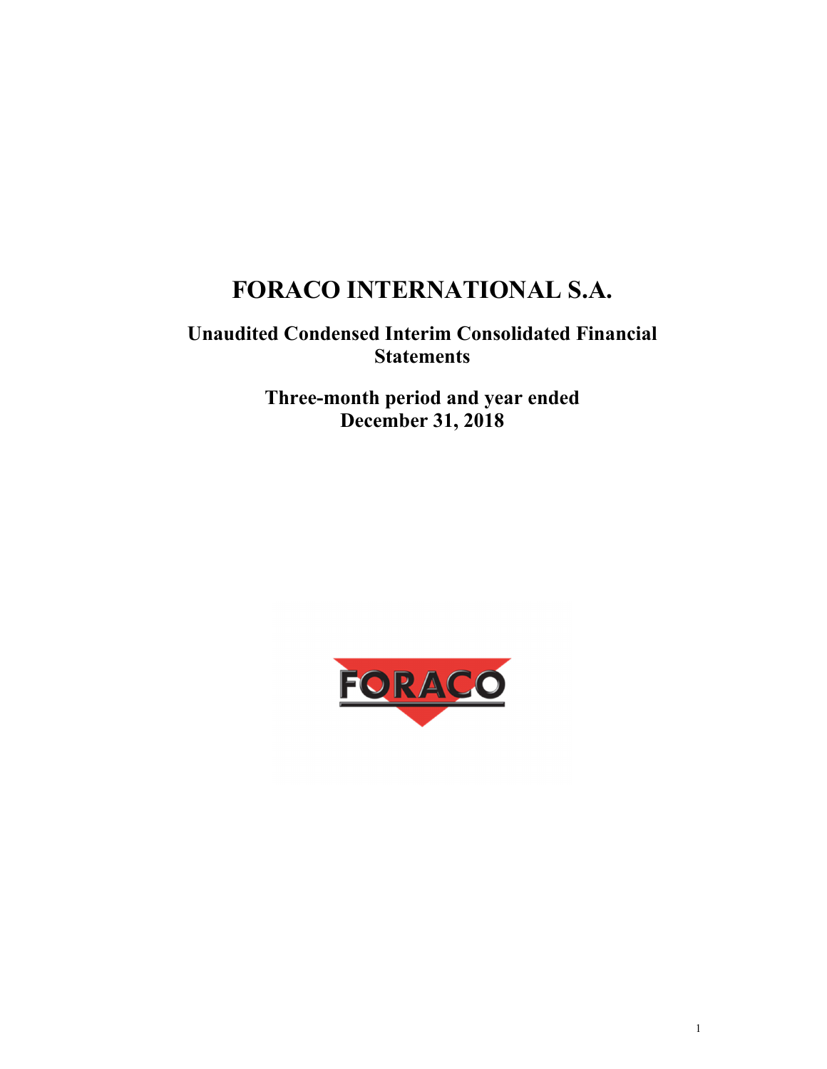# FORACO INTERNATIONAL S.A.

## Unaudited Condensed Interim Consolidated Financial Statements

## Three-month period and year ended December 31, 2018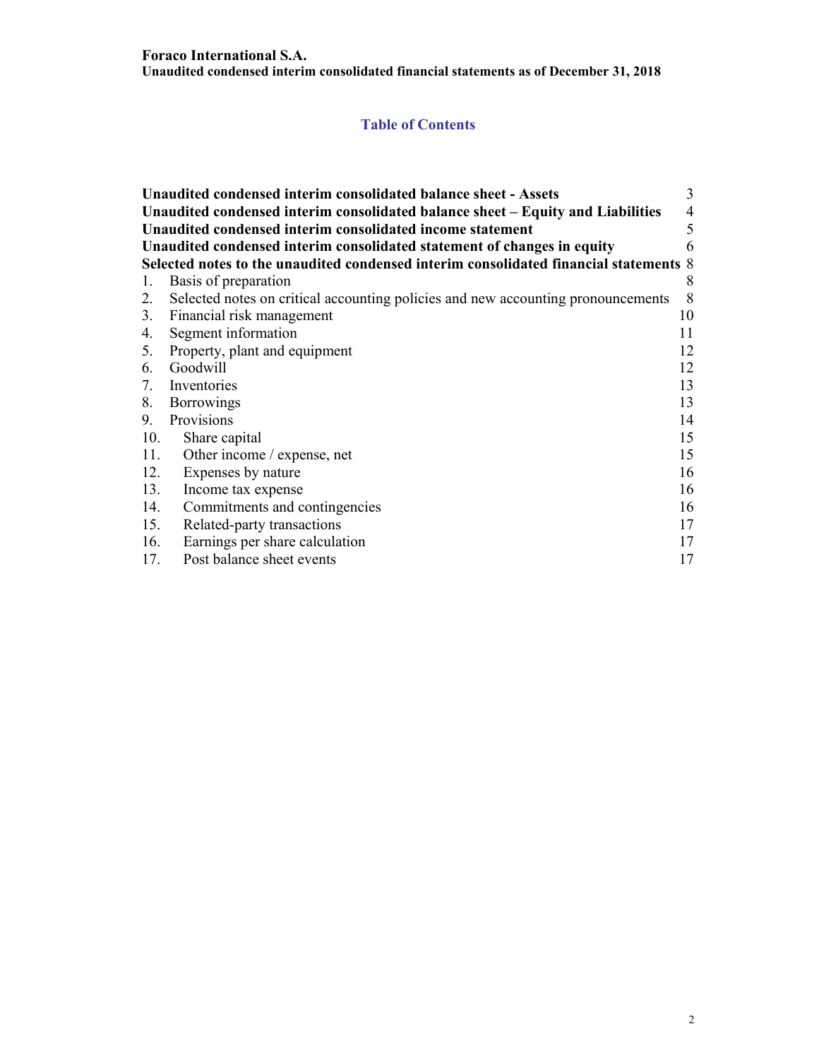## Table of Contents

| | |
|---|---|
| **Unaudited condensed interim consolidated balance sheet - Assets** | 3 |
| **Unaudited condensed interim consolidated balance sheet – Equity and Liabilities** | 4 |
| **Unaudited condensed interim consolidated income statement** | 5 |
| **Unaudited condensed interim consolidated statement of changes in equity** | 6 |
| **Selected notes to the unaudited condensed interim consolidated financial statements** | 8 |
| 1. Basis of preparation | 8 |
| 2. Selected notes on critical accounting policies and new accounting pronouncements | 8 |
| 3. Financial risk management | 10 |
| 4. Segment information | 11 |
| 5. Property, plant and equipment | 12 |
| 6. Goodwill | 12 |
| 7. Inventories | 13 |
| 8. Borrowings | 13 |
| 9. Provisions | 14 |
| 10. Share capital | 15 |
| 11. Other income / expense, net | 15 |
| 12. Expenses by nature | 16 |
| 13. Income tax expense | 16 |
| 14. Commitments and contingencies | 16 |
| 15. Related-party transactions | 17 |
| 16. Earnings per share calculation | 17 |
| 17. Post balance sheet events | 17 |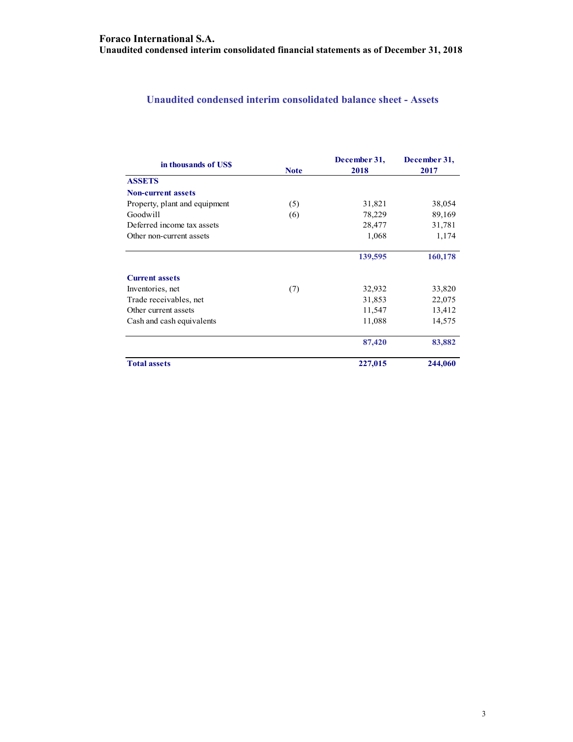## Unaudited condensed interim consolidated balance sheet - Assets

| in thousands of US$ | Note | December 31, 2018 | December 31, 2017 |
|---|---|---|---|
| **ASSETS** | | | |
| **Non-current assets** | | | |
| Property, plant and equipment | (5) | 31,821 | 38,054 |
| Goodwill | (6) | 78,229 | 89,169 |
| Deferred income tax assets | | 28,477 | 31,781 |
| Other non-current assets | | 1,068 | 1,174 |
| | | **139,595** | **160,178** |
| **Current assets** | | | |
| Inventories, net | (7) | 32,932 | 33,820 |
| Trade receivables, net | | 31,853 | 22,075 |
| Other current assets | | 11,547 | 13,412 |
| Cash and cash equivalents | | 11,088 | 14,575 |
| | | **87,420** | **83,882** |
| **Total assets** | | **227,015** | **244,060** |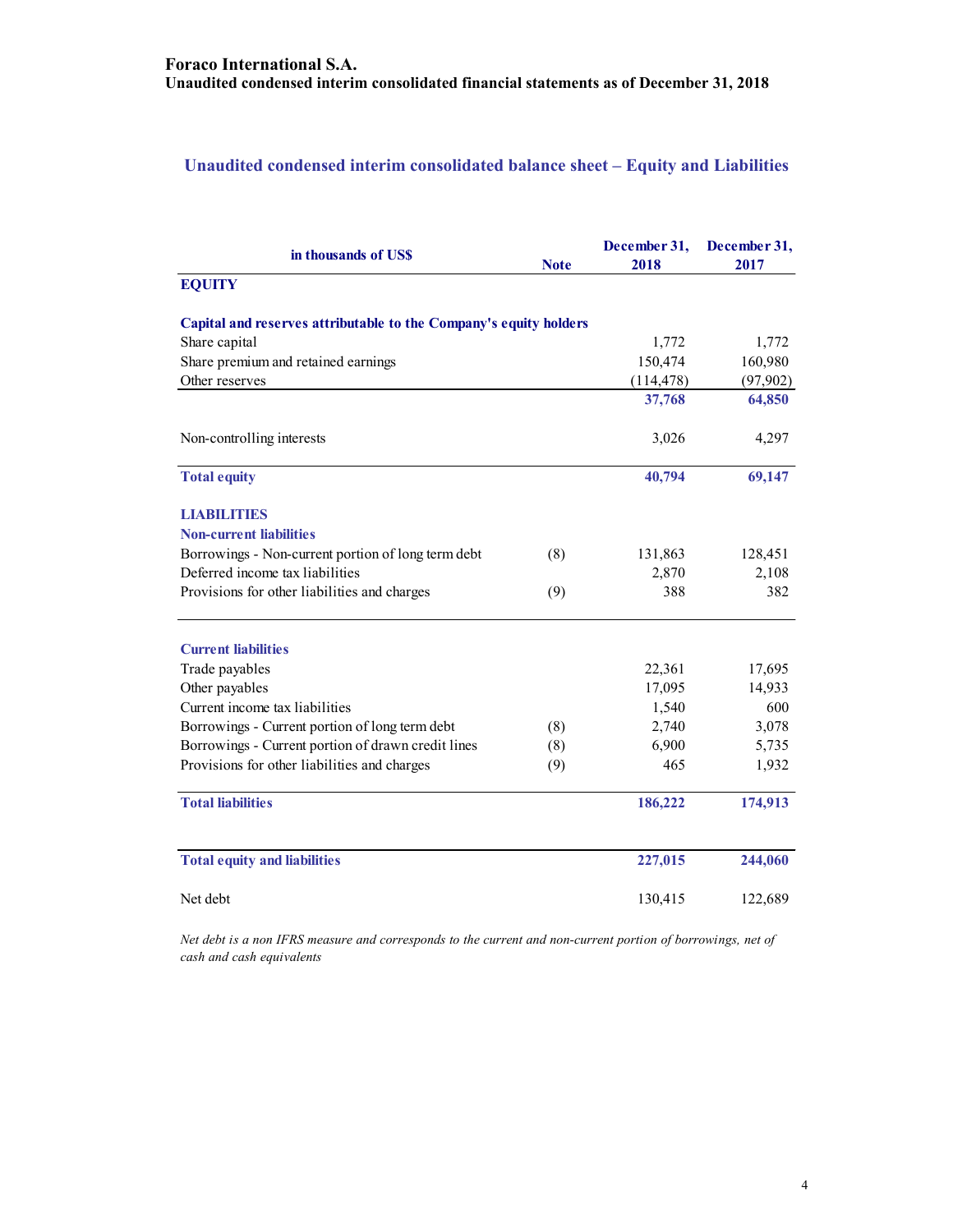**Foraco International S.A.**
**Unaudited condensed interim consolidated financial statements as of December 31, 2018**

## Unaudited condensed interim consolidated balance sheet – Equity and Liabilities

| in thousands of US$ | Note | December 31, 2018 | December 31, 2017 |
|---|---|---|---|
| **EQUITY** | | | |
| **Capital and reserves attributable to the Company's equity holders** | | | |
| Share capital | | 1,772 | 1,772 |
| Share premium and retained earnings | | 150,474 | 160,980 |
| Other reserves | | (114,478) | (97,902) |
| | | **37,768** | **64,850** |
| Non-controlling interests | | 3,026 | 4,297 |
| **Total equity** | | **40,794** | **69,147** |
| **LIABILITIES** | | | |
| **Non-current liabilities** | | | |
| Borrowings - Non-current portion of long term debt | (8) | 131,863 | 128,451 |
| Deferred income tax liabilities | | 2,870 | 2,108 |
| Provisions for other liabilities and charges | (9) | 388 | 382 |
| **Current liabilities** | | | |
| Trade payables | | 22,361 | 17,695 |
| Other payables | | 17,095 | 14,933 |
| Current income tax liabilities | | 1,540 | 600 |
| Borrowings - Current portion of long term debt | (8) | 2,740 | 3,078 |
| Borrowings - Current portion of drawn credit lines | (8) | 6,900 | 5,735 |
| Provisions for other liabilities and charges | (9) | 465 | 1,932 |
| **Total liabilities** | | **186,222** | **174,913** |
| **Total equity and liabilities** | | **227,015** | **244,060** |
| Net debt | | 130,415 | 122,689 |

*Net debt is a non IFRS measure and corresponds to the current and non-current portion of borrowings, net of cash and cash equivalents*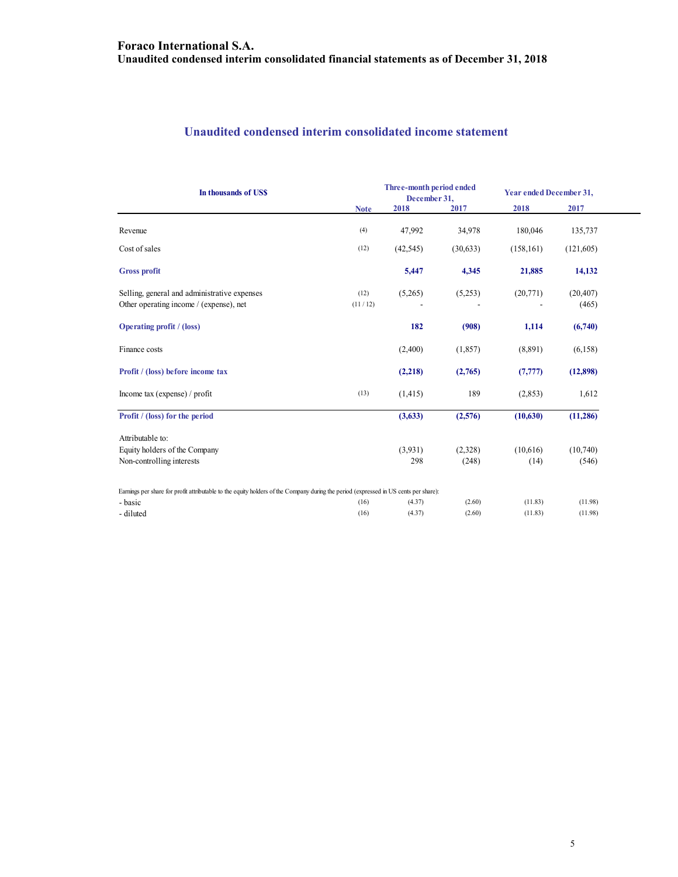# Foraco International S.A.
## Unaudited condensed interim consolidated financial statements as of December 31, 2018

## Unaudited condensed interim consolidated income statement

| In thousands of US$ | Note | Three-month period ended December 31, 2018 | Three-month period ended December 31, 2017 | Year ended December 31, 2018 | Year ended December 31, 2017 |
|---|---|---|---|---|---|
| Revenue | (4) | 47,992 | 34,978 | 180,046 | 135,737 |
| Cost of sales | (12) | (42,545) | (30,633) | (158,161) | (121,605) |
| **Gross profit** | | **5,447** | **4,345** | **21,885** | **14,132** |
| Selling, general and administrative expenses | (12) | (5,265) | (5,253) | (20,771) | (20,407) |
| Other operating income / (expense), net | (11 / 12) | - | - | - | (465) |
| **Operating profit / (loss)** | | **182** | **(908)** | **1,114** | **(6,740)** |
| Finance costs | | (2,400) | (1,857) | (8,891) | (6,158) |
| **Profit / (loss) before income tax** | | **(2,218)** | **(2,765)** | **(7,777)** | **(12,898)** |
| Income tax (expense) / profit | (13) | (1,415) | 189 | (2,853) | 1,612 |
| **Profit / (loss) for the period** | | **(3,633)** | **(2,576)** | **(10,630)** | **(11,286)** |
| Attributable to: | | | | | |
| Equity holders of the Company | | (3,931) | (2,328) | (10,616) | (10,740) |
| Non-controlling interests | | 298 | (248) | (14) | (546) |
| Earnings per share for profit attributable to the equity holders of the Company during the period (expressed in US cents per share): | | | | | |
| - basic | (16) | (4.37) | (2.60) | (11.83) | (11.98) |
| - diluted | (16) | (4.37) | (2.60) | (11.83) | (11.98) |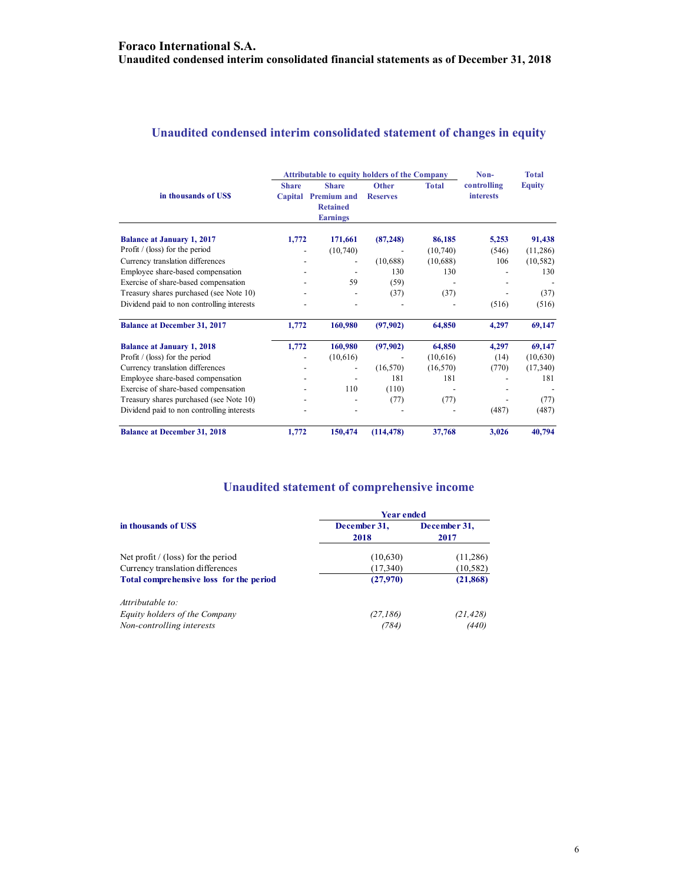# Foraco International S.A.

**Unaudited condensed interim consolidated financial statements as of December 31, 2018**

## Unaudited condensed interim consolidated statement of changes in equity

| in thousands of US$ | Attributable to equity holders of the Company | | | | Non-controlling interests | Total Equity |
|---|---|---|---|---|---|---|
| | Share Capital | Share Premium and Retained Earnings | Other Reserves | Total | | |
| **Balance at January 1, 2017** | **1,772** | **171,661** | **(87,248)** | **86,185** | **5,253** | **91,438** |
| Profit / (loss) for the period | - | (10,740) | - | (10,740) | (546) | (11,286) |
| Currency translation differences | - | - | (10,688) | (10,688) | 106 | (10,582) |
| Employee share-based compensation | - | - | 130 | 130 | - | 130 |
| Exercise of share-based compensation | - | 59 | (59) | - | - | - |
| Treasury shares purchased (see Note 10) | - | - | (37) | (37) | - | (37) |
| Dividend paid to non controlling interests | - | - | - | - | (516) | (516) |
| **Balance at December 31, 2017** | **1,772** | **160,980** | **(97,902)** | **64,850** | **4,297** | **69,147** |
| **Balance at January 1, 2018** | **1,772** | **160,980** | **(97,902)** | **64,850** | **4,297** | **69,147** |
| Profit / (loss) for the period | - | (10,616) | - | (10,616) | (14) | (10,630) |
| Currency translation differences | - | - | (16,570) | (16,570) | (770) | (17,340) |
| Employee share-based compensation | - | - | 181 | 181 | - | 181 |
| Exercise of share-based compensation | - | 110 | (110) | - | - | - |
| Treasury shares purchased (see Note 10) | - | - | (77) | (77) | - | (77) |
| Dividend paid to non controlling interests | - | - | - | - | (487) | (487) |
| **Balance at December 31, 2018** | **1,772** | **150,474** | **(114,478)** | **37,768** | **3,026** | **40,794** |

## Unaudited statement of comprehensive income

| in thousands of US$ | Year ended December 31, 2018 | Year ended December 31, 2017 |
|---|---|---|
| Net profit / (loss) for the period | (10,630) | (11,286) |
| Currency translation differences | (17,340) | (10,582) |
| **Total comprehensive loss for the period** | **(27,970)** | **(21,868)** |
| *Attributable to:* | | |
| *Equity holders of the Company* | *(27,186)* | *(21,428)* |
| *Non-controlling interests* | *(784)* | *(440)* |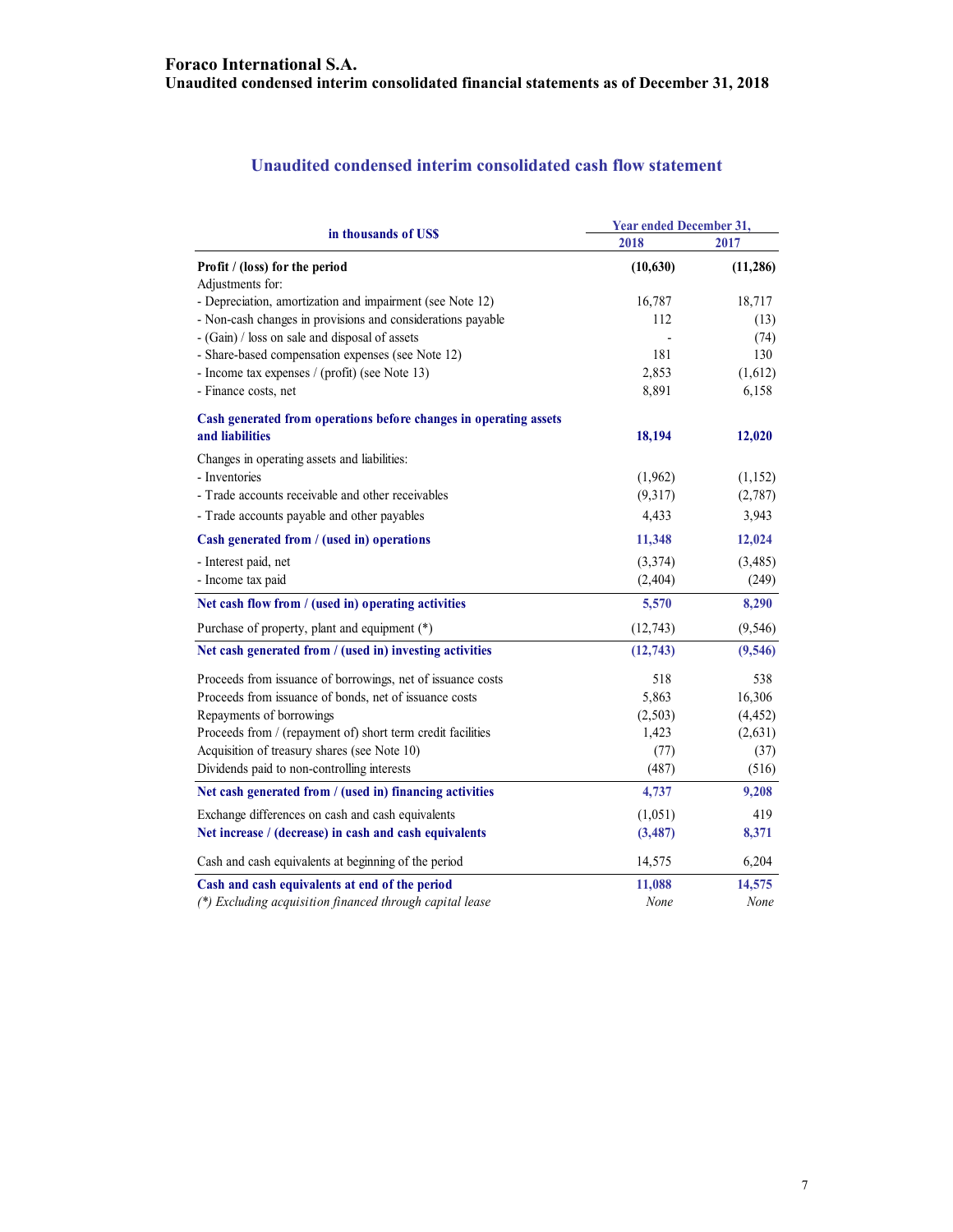# Foraco International S.A.

**Unaudited condensed interim consolidated financial statements as of December 31, 2018**

## Unaudited condensed interim consolidated cash flow statement

| in thousands of US$ | Year ended December 31, 2018 | Year ended December 31, 2017 |
|---|---|---|
| **Profit / (loss) for the period** | **(10,630)** | **(11,286)** |
| Adjustments for: | | |
| - Depreciation, amortization and impairment (see Note 12) | 16,787 | 18,717 |
| - Non-cash changes in provisions and considerations payable | 112 | (13) |
| - (Gain) / loss on sale and disposal of assets | - | (74) |
| - Share-based compensation expenses (see Note 12) | 181 | 130 |
| - Income tax expenses / (profit) (see Note 13) | 2,853 | (1,612) |
| - Finance costs, net | 8,891 | 6,158 |
| **Cash generated from operations before changes in operating assets and liabilities** | **18,194** | **12,020** |
| Changes in operating assets and liabilities: | | |
| - Inventories | (1,962) | (1,152) |
| - Trade accounts receivable and other receivables | (9,317) | (2,787) |
| - Trade accounts payable and other payables | 4,433 | 3,943 |
| **Cash generated from / (used in) operations** | **11,348** | **12,024** |
| - Interest paid, net | (3,374) | (3,485) |
| - Income tax paid | (2,404) | (249) |
| **Net cash flow from / (used in) operating activities** | **5,570** | **8,290** |
| Purchase of property, plant and equipment (*) | (12,743) | (9,546) |
| **Net cash generated from / (used in) investing activities** | **(12,743)** | **(9,546)** |
| Proceeds from issuance of borrowings, net of issuance costs | 518 | 538 |
| Proceeds from issuance of bonds, net of issuance costs | 5,863 | 16,306 |
| Repayments of borrowings | (2,503) | (4,452) |
| Proceeds from / (repayment of) short term credit facilities | 1,423 | (2,631) |
| Acquisition of treasury shares (see Note 10) | (77) | (37) |
| Dividends paid to non-controlling interests | (487) | (516) |
| **Net cash generated from / (used in) financing activities** | **4,737** | **9,208** |
| Exchange differences on cash and cash equivalents | (1,051) | 419 |
| **Net increase / (decrease) in cash and cash equivalents** | **(3,487)** | **8,371** |
| Cash and cash equivalents at beginning of the period | 14,575 | 6,204 |
| **Cash and cash equivalents at end of the period** | **11,088** | **14,575** |
| *(*) Excluding acquisition financed through capital lease* | *None* | *None* |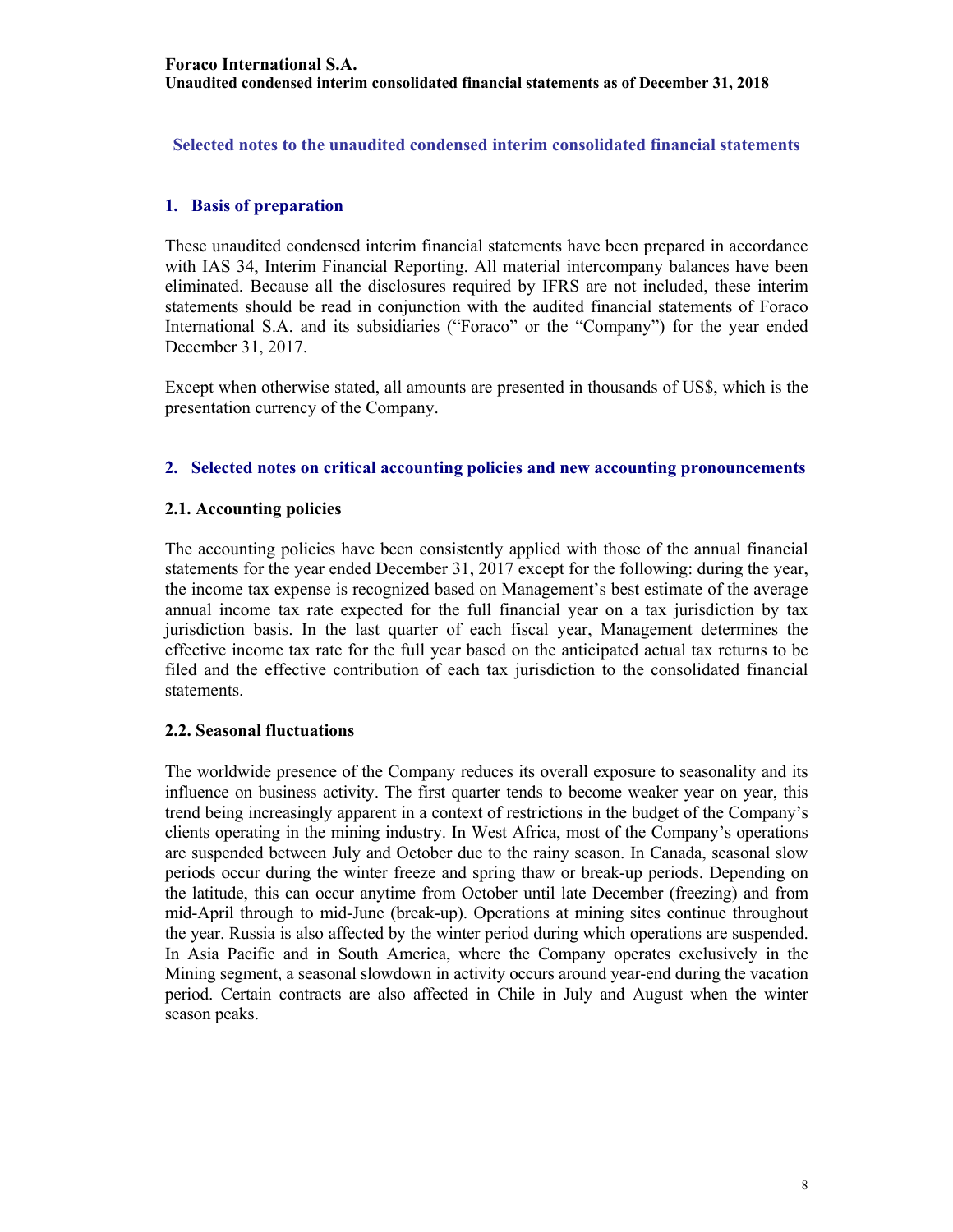## Selected notes to the unaudited condensed interim consolidated financial statements

### 1. Basis of preparation

These unaudited condensed interim financial statements have been prepared in accordance with IAS 34, Interim Financial Reporting. All material intercompany balances have been eliminated. Because all the disclosures required by IFRS are not included, these interim statements should be read in conjunction with the audited financial statements of Foraco International S.A. and its subsidiaries ("Foraco" or the "Company") for the year ended December 31, 2017.

Except when otherwise stated, all amounts are presented in thousands of US$, which is the presentation currency of the Company.

### 2. Selected notes on critical accounting policies and new accounting pronouncements

#### 2.1. Accounting policies

The accounting policies have been consistently applied with those of the annual financial statements for the year ended December 31, 2017 except for the following: during the year, the income tax expense is recognized based on Management's best estimate of the average annual income tax rate expected for the full financial year on a tax jurisdiction by tax jurisdiction basis. In the last quarter of each fiscal year, Management determines the effective income tax rate for the full year based on the anticipated actual tax returns to be filed and the effective contribution of each tax jurisdiction to the consolidated financial statements.

#### 2.2. Seasonal fluctuations

The worldwide presence of the Company reduces its overall exposure to seasonality and its influence on business activity. The first quarter tends to become weaker year on year, this trend being increasingly apparent in a context of restrictions in the budget of the Company's clients operating in the mining industry. In West Africa, most of the Company's operations are suspended between July and October due to the rainy season. In Canada, seasonal slow periods occur during the winter freeze and spring thaw or break-up periods. Depending on the latitude, this can occur anytime from October until late December (freezing) and from mid-April through to mid-June (break-up). Operations at mining sites continue throughout the year. Russia is also affected by the winter period during which operations are suspended. In Asia Pacific and in South America, where the Company operates exclusively in the Mining segment, a seasonal slowdown in activity occurs around year-end during the vacation period. Certain contracts are also affected in Chile in July and August when the winter season peaks.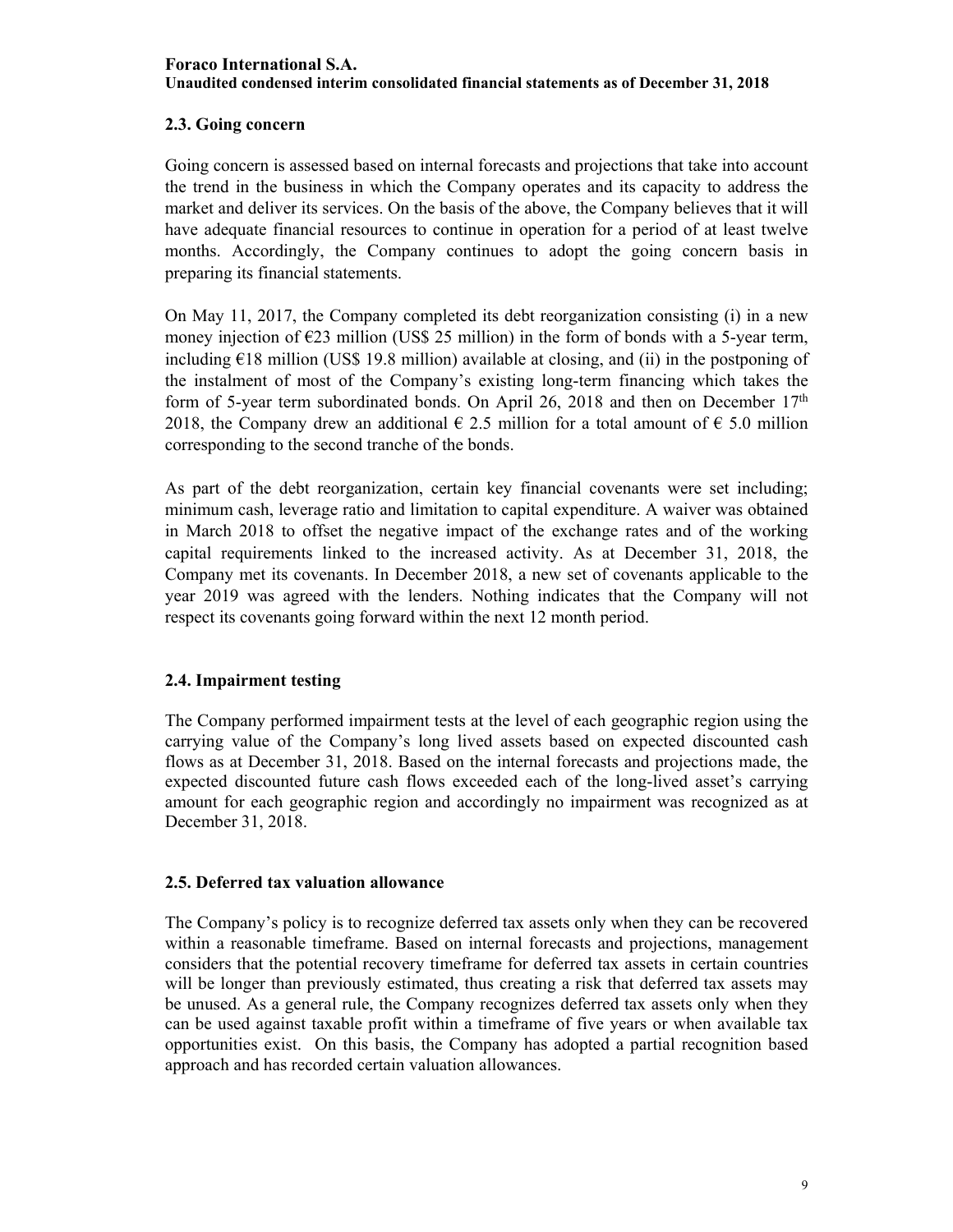### 2.3. Going concern

Going concern is assessed based on internal forecasts and projections that take into account the trend in the business in which the Company operates and its capacity to address the market and deliver its services. On the basis of the above, the Company believes that it will have adequate financial resources to continue in operation for a period of at least twelve months. Accordingly, the Company continues to adopt the going concern basis in preparing its financial statements.

On May 11, 2017, the Company completed its debt reorganization consisting (i) in a new money injection of €23 million (US$ 25 million) in the form of bonds with a 5-year term, including €18 million (US$ 19.8 million) available at closing, and (ii) in the postponing of the instalment of most of the Company's existing long-term financing which takes the form of 5-year term subordinated bonds. On April 26, 2018 and then on December 17th 2018, the Company drew an additional € 2.5 million for a total amount of € 5.0 million corresponding to the second tranche of the bonds.

As part of the debt reorganization, certain key financial covenants were set including; minimum cash, leverage ratio and limitation to capital expenditure. A waiver was obtained in March 2018 to offset the negative impact of the exchange rates and of the working capital requirements linked to the increased activity. As at December 31, 2018, the Company met its covenants. In December 2018, a new set of covenants applicable to the year 2019 was agreed with the lenders. Nothing indicates that the Company will not respect its covenants going forward within the next 12 month period.

### 2.4. Impairment testing

The Company performed impairment tests at the level of each geographic region using the carrying value of the Company's long lived assets based on expected discounted cash flows as at December 31, 2018. Based on the internal forecasts and projections made, the expected discounted future cash flows exceeded each of the long-lived asset's carrying amount for each geographic region and accordingly no impairment was recognized as at December 31, 2018.

### 2.5. Deferred tax valuation allowance

The Company's policy is to recognize deferred tax assets only when they can be recovered within a reasonable timeframe. Based on internal forecasts and projections, management considers that the potential recovery timeframe for deferred tax assets in certain countries will be longer than previously estimated, thus creating a risk that deferred tax assets may be unused. As a general rule, the Company recognizes deferred tax assets only when they can be used against taxable profit within a timeframe of five years or when available tax opportunities exist. On this basis, the Company has adopted a partial recognition based approach and has recorded certain valuation allowances.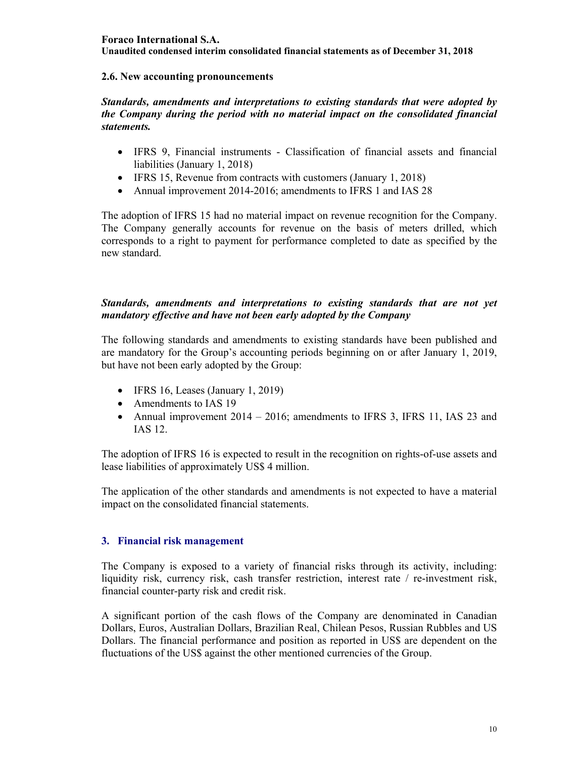### 2.6. New accounting pronouncements

***Standards, amendments and interpretations to existing standards that were adopted by the Company during the period with no material impact on the consolidated financial statements.***

- IFRS 9, Financial instruments - Classification of financial assets and financial liabilities (January 1, 2018)
- IFRS 15, Revenue from contracts with customers (January 1, 2018)
- Annual improvement 2014-2016; amendments to IFRS 1 and IAS 28

The adoption of IFRS 15 had no material impact on revenue recognition for the Company. The Company generally accounts for revenue on the basis of meters drilled, which corresponds to a right to payment for performance completed to date as specified by the new standard.

***Standards, amendments and interpretations to existing standards that are not yet mandatory effective and have not been early adopted by the Company***

The following standards and amendments to existing standards have been published and are mandatory for the Group's accounting periods beginning on or after January 1, 2019, but have not been early adopted by the Group:

- IFRS 16, Leases (January 1, 2019)
- Amendments to IAS 19
- Annual improvement 2014 – 2016; amendments to IFRS 3, IFRS 11, IAS 23 and IAS 12.

The adoption of IFRS 16 is expected to result in the recognition on rights-of-use assets and lease liabilities of approximately US$ 4 million.

The application of the other standards and amendments is not expected to have a material impact on the consolidated financial statements.

## 3. Financial risk management

The Company is exposed to a variety of financial risks through its activity, including: liquidity risk, currency risk, cash transfer restriction, interest rate / re-investment risk, financial counter-party risk and credit risk.

A significant portion of the cash flows of the Company are denominated in Canadian Dollars, Euros, Australian Dollars, Brazilian Real, Chilean Pesos, Russian Rubbles and US Dollars. The financial performance and position as reported in US$ are dependent on the fluctuations of the US$ against the other mentioned currencies of the Group.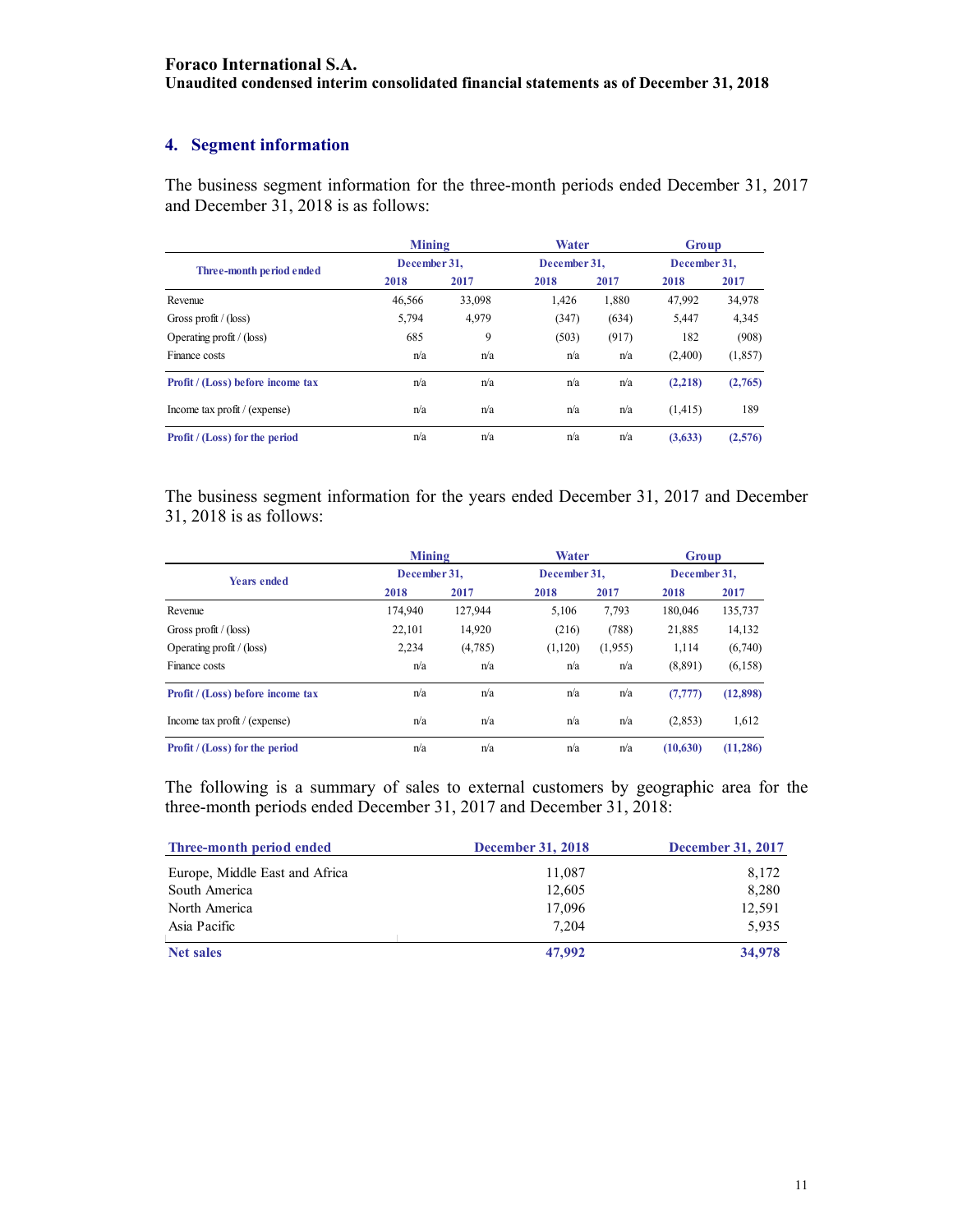## 4. Segment information

The business segment information for the three-month periods ended December 31, 2017 and December 31, 2018 is as follows:

| Three-month period ended | Mining | | Water | | Group | |
|---|---|---|---|---|---|---|
| | December 31, | | December 31, | | December 31, | |
| | 2018 | 2017 | 2018 | 2017 | 2018 | 2017 |
| Revenue | 46,566 | 33,098 | 1,426 | 1,880 | 47,992 | 34,978 |
| Gross profit / (loss) | 5,794 | 4,979 | (347) | (634) | 5,447 | 4,345 |
| Operating profit / (loss) | 685 | 9 | (503) | (917) | 182 | (908) |
| Finance costs | n/a | n/a | n/a | n/a | (2,400) | (1,857) |
| **Profit / (Loss) before income tax** | n/a | n/a | n/a | n/a | **(2,218)** | **(2,765)** |
| Income tax profit / (expense) | n/a | n/a | n/a | n/a | (1,415) | 189 |
| **Profit / (Loss) for the period** | n/a | n/a | n/a | n/a | **(3,633)** | **(2,576)** |

The business segment information for the years ended December 31, 2017 and December 31, 2018 is as follows:

| Years ended | Mining | | Water | | Group | |
|---|---|---|---|---|---|---|
| | December 31, | | December 31, | | December 31, | |
| | 2018 | 2017 | 2018 | 2017 | 2018 | 2017 |
| Revenue | 174,940 | 127,944 | 5,106 | 7,793 | 180,046 | 135,737 |
| Gross profit / (loss) | 22,101 | 14,920 | (216) | (788) | 21,885 | 14,132 |
| Operating profit / (loss) | 2,234 | (4,785) | (1,120) | (1,955) | 1,114 | (6,740) |
| Finance costs | n/a | n/a | n/a | n/a | (8,891) | (6,158) |
| **Profit / (Loss) before income tax** | n/a | n/a | n/a | n/a | **(7,777)** | **(12,898)** |
| Income tax profit / (expense) | n/a | n/a | n/a | n/a | (2,853) | 1,612 |
| **Profit / (Loss) for the period** | n/a | n/a | n/a | n/a | **(10,630)** | **(11,286)** |

The following is a summary of sales to external customers by geographic area for the three-month periods ended December 31, 2017 and December 31, 2018:

| Three-month period ended | December 31, 2018 | December 31, 2017 |
|---|---|---|
| Europe, Middle East and Africa | 11,087 | 8,172 |
| South America | 12,605 | 8,280 |
| North America | 17,096 | 12,591 |
| Asia Pacific | 7,204 | 5,935 |
| **Net sales** | **47,992** | **34,978** |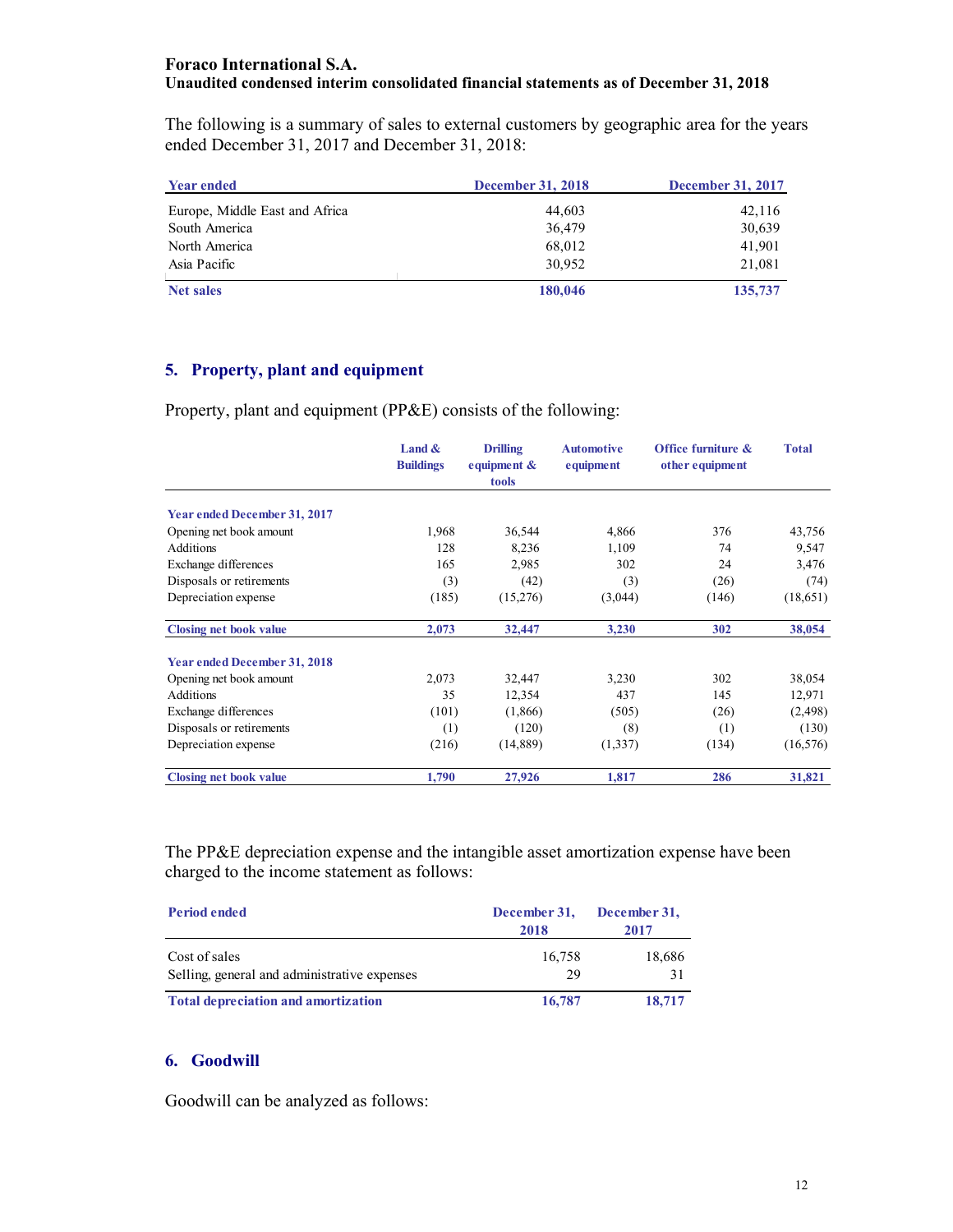Foraco International S.A.
Unaudited condensed interim consolidated financial statements as of December 31, 2018

The following is a summary of sales to external customers by geographic area for the years ended December 31, 2017 and December 31, 2018:

| Year ended | December 31, 2018 | December 31, 2017 |
|---|---|---|
| Europe, Middle East and Africa | 44,603 | 42,116 |
| South America | 36,479 | 30,639 |
| North America | 68,012 | 41,901 |
| Asia Pacific | 30,952 | 21,081 |
| **Net sales** | **180,046** | **135,737** |

## 5. Property, plant and equipment

Property, plant and equipment (PP&E) consists of the following:

| | Land & Buildings | Drilling equipment & tools | Automotive equipment | Office furniture & other equipment | Total |
|---|---|---|---|---|---|
| **Year ended December 31, 2017** | | | | | |
| Opening net book amount | 1,968 | 36,544 | 4,866 | 376 | 43,756 |
| Additions | 128 | 8,236 | 1,109 | 74 | 9,547 |
| Exchange differences | 165 | 2,985 | 302 | 24 | 3,476 |
| Disposals or retirements | (3) | (42) | (3) | (26) | (74) |
| Depreciation expense | (185) | (15,276) | (3,044) | (146) | (18,651) |
| **Closing net book value** | **2,073** | **32,447** | **3,230** | **302** | **38,054** |
| **Year ended December 31, 2018** | | | | | |
| Opening net book amount | 2,073 | 32,447 | 3,230 | 302 | 38,054 |
| Additions | 35 | 12,354 | 437 | 145 | 12,971 |
| Exchange differences | (101) | (1,866) | (505) | (26) | (2,498) |
| Disposals or retirements | (1) | (120) | (8) | (1) | (130) |
| Depreciation expense | (216) | (14,889) | (1,337) | (134) | (16,576) |
| **Closing net book value** | **1,790** | **27,926** | **1,817** | **286** | **31,821** |

The PP&E depreciation expense and the intangible asset amortization expense have been charged to the income statement as follows:

| Period ended | December 31, 2018 | December 31, 2017 |
|---|---|---|
| Cost of sales | 16,758 | 18,686 |
| Selling, general and administrative expenses | 29 | 31 |
| **Total depreciation and amortization** | **16,787** | **18,717** |

## 6. Goodwill

Goodwill can be analyzed as follows: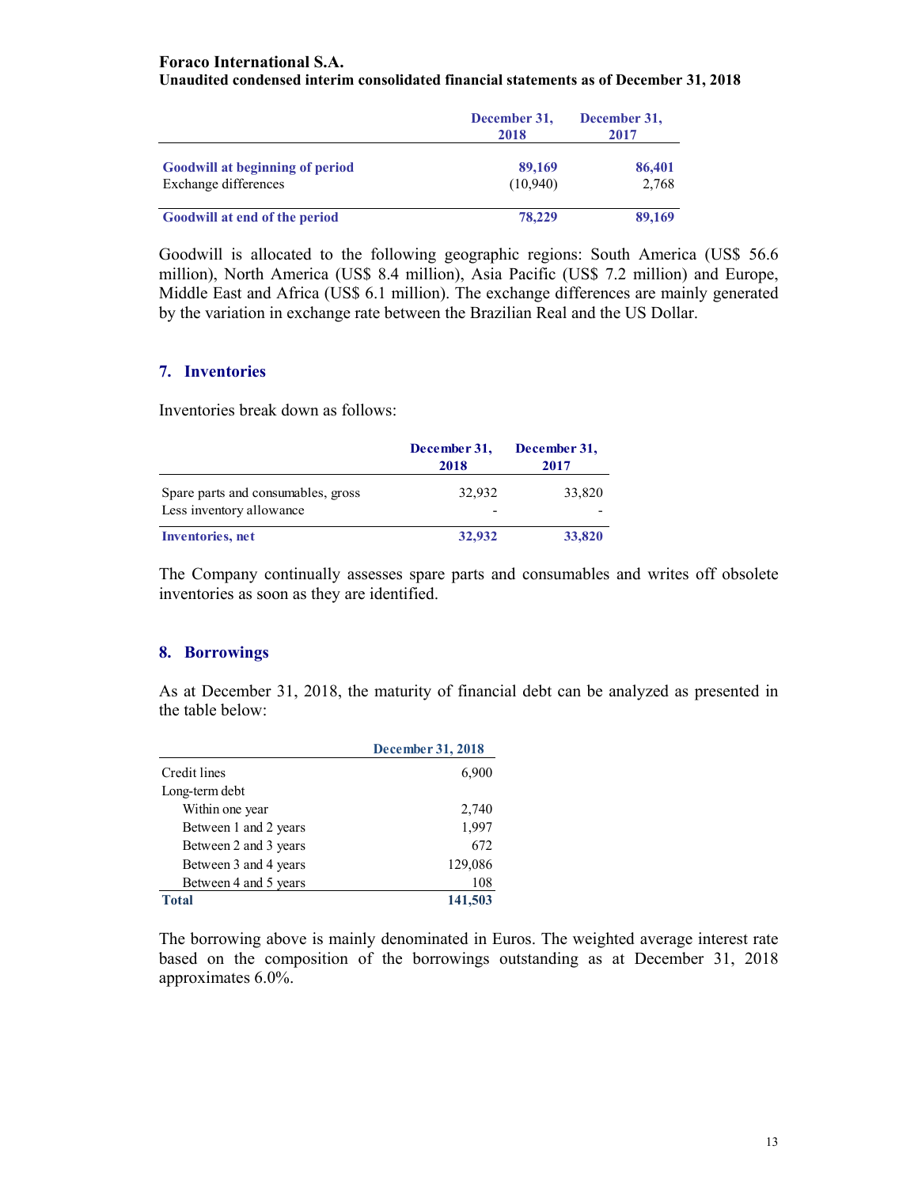|  | December 31, 2018 | December 31, 2017 |
|---|---|---|
| **Goodwill at beginning of period** | **89,169** | **86,401** |
| Exchange differences | (10,940) | 2,768 |
| **Goodwill at end of the period** | **78,229** | **89,169** |

Goodwill is allocated to the following geographic regions: South America (US$ 56.6 million), North America (US$ 8.4 million), Asia Pacific (US$ 7.2 million) and Europe, Middle East and Africa (US$ 6.1 million). The exchange differences are mainly generated by the variation in exchange rate between the Brazilian Real and the US Dollar.

## 7. Inventories

Inventories break down as follows:

|  | December 31, 2018 | December 31, 2017 |
|---|---|---|
| Spare parts and consumables, gross | 32,932 | 33,820 |
| Less inventory allowance | - | - |
| **Inventories, net** | **32,932** | **33,820** |

The Company continually assesses spare parts and consumables and writes off obsolete inventories as soon as they are identified.

## 8. Borrowings

As at December 31, 2018, the maturity of financial debt can be analyzed as presented in the table below:

|  | December 31, 2018 |
|---|---|
| Credit lines | 6,900 |
| Long-term debt | |
| Within one year | 2,740 |
| Between 1 and 2 years | 1,997 |
| Between 2 and 3 years | 672 |
| Between 3 and 4 years | 129,086 |
| Between 4 and 5 years | 108 |
| **Total** | **141,503** |

The borrowing above is mainly denominated in Euros. The weighted average interest rate based on the composition of the borrowings outstanding as at December 31, 2018 approximates 6.0%.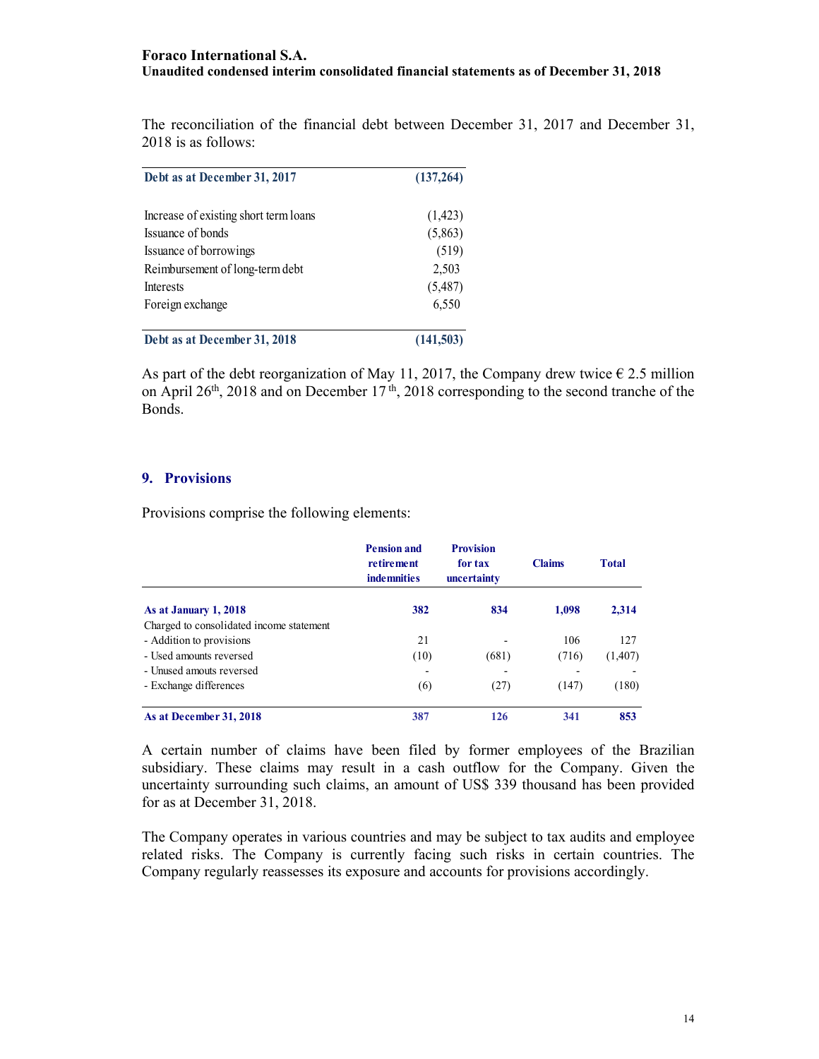The reconciliation of the financial debt between December 31, 2017 and December 31, 2018 is as follows:

| | |
|---|---|
| **Debt as at December 31, 2017** | **(137,264)** |
| Increase of existing short term loans | (1,423) |
| Issuance of bonds | (5,863) |
| Issuance of borrowings | (519) |
| Reimbursement of long-term debt | 2,503 |
| Interests | (5,487) |
| Foreign exchange | 6,550 |
| **Debt as at December 31, 2018** | **(141,503)** |

As part of the debt reorganization of May 11, 2017, the Company drew twice € 2.5 million on April 26th, 2018 and on December 17th, 2018 corresponding to the second tranche of the Bonds.

## 9. Provisions

Provisions comprise the following elements:

| | Pension and retirement indemnities | Provision for tax uncertainty | Claims | Total |
|---|---|---|---|---|
| **As at January 1, 2018** | **382** | **834** | **1,098** | **2,314** |
| Charged to consolidated income statement | | | | |
| - Addition to provisions | 21 | - | 106 | 127 |
| - Used amounts reversed | (10) | (681) | (716) | (1,407) |
| - Unused amouts reversed | - | - | - | - |
| - Exchange differences | (6) | (27) | (147) | (180) |
| **As at December 31, 2018** | **387** | **126** | **341** | **853** |

A certain number of claims have been filed by former employees of the Brazilian subsidiary. These claims may result in a cash outflow for the Company. Given the uncertainty surrounding such claims, an amount of US$ 339 thousand has been provided for as at December 31, 2018.

The Company operates in various countries and may be subject to tax audits and employee related risks. The Company is currently facing such risks in certain countries. The Company regularly reassesses its exposure and accounts for provisions accordingly.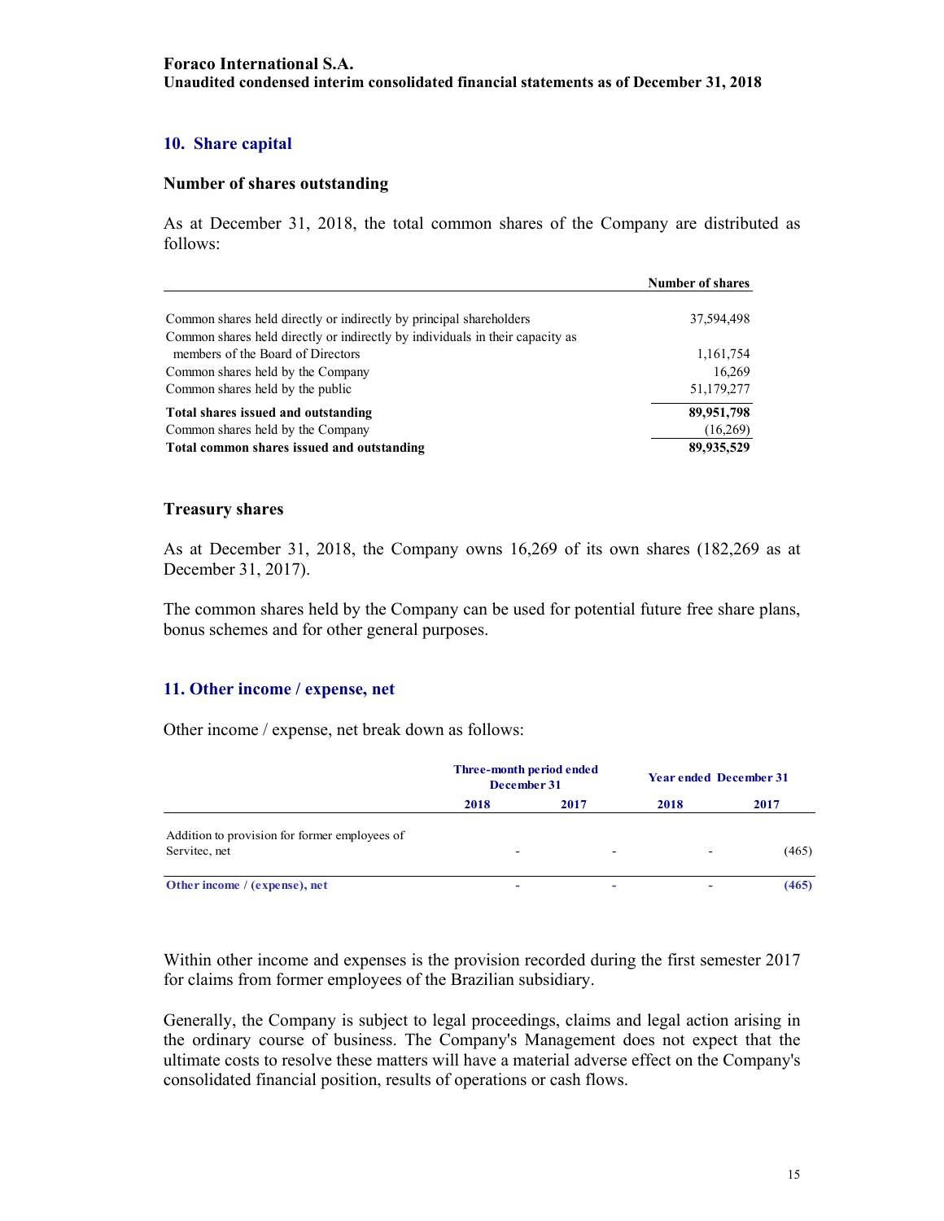## 10. Share capital

### Number of shares outstanding

As at December 31, 2018, the total common shares of the Company are distributed as follows:

| | Number of shares |
|---|---|
| Common shares held directly or indirectly by principal shareholders | 37,594,498 |
| Common shares held directly or indirectly by individuals in their capacity as members of the Board of Directors | 1,161,754 |
| Common shares held by the Company | 16,269 |
| Common shares held by the public | 51,179,277 |
| **Total shares issued and outstanding** | **89,951,798** |
| Common shares held by the Company | (16,269) |
| **Total common shares issued and outstanding** | **89,935,529** |

### Treasury shares

As at December 31, 2018, the Company owns 16,269 of its own shares (182,269 as at December 31, 2017).

The common shares held by the Company can be used for potential future free share plans, bonus schemes and for other general purposes.

## 11. Other income / expense, net

Other income / expense, net break down as follows:

| | Three-month period ended December 31 | | Year ended December 31 | |
|---|---|---|---|---|
| | 2018 | 2017 | 2018 | 2017 |
| Addition to provision for former employees of Servitec, net | - | - | - | (465) |
| **Other income / (expense), net** | **-** | **-** | **-** | **(465)** |

Within other income and expenses is the provision recorded during the first semester 2017 for claims from former employees of the Brazilian subsidiary.

Generally, the Company is subject to legal proceedings, claims and legal action arising in the ordinary course of business. The Company's Management does not expect that the ultimate costs to resolve these matters will have a material adverse effect on the Company's consolidated financial position, results of operations or cash flows.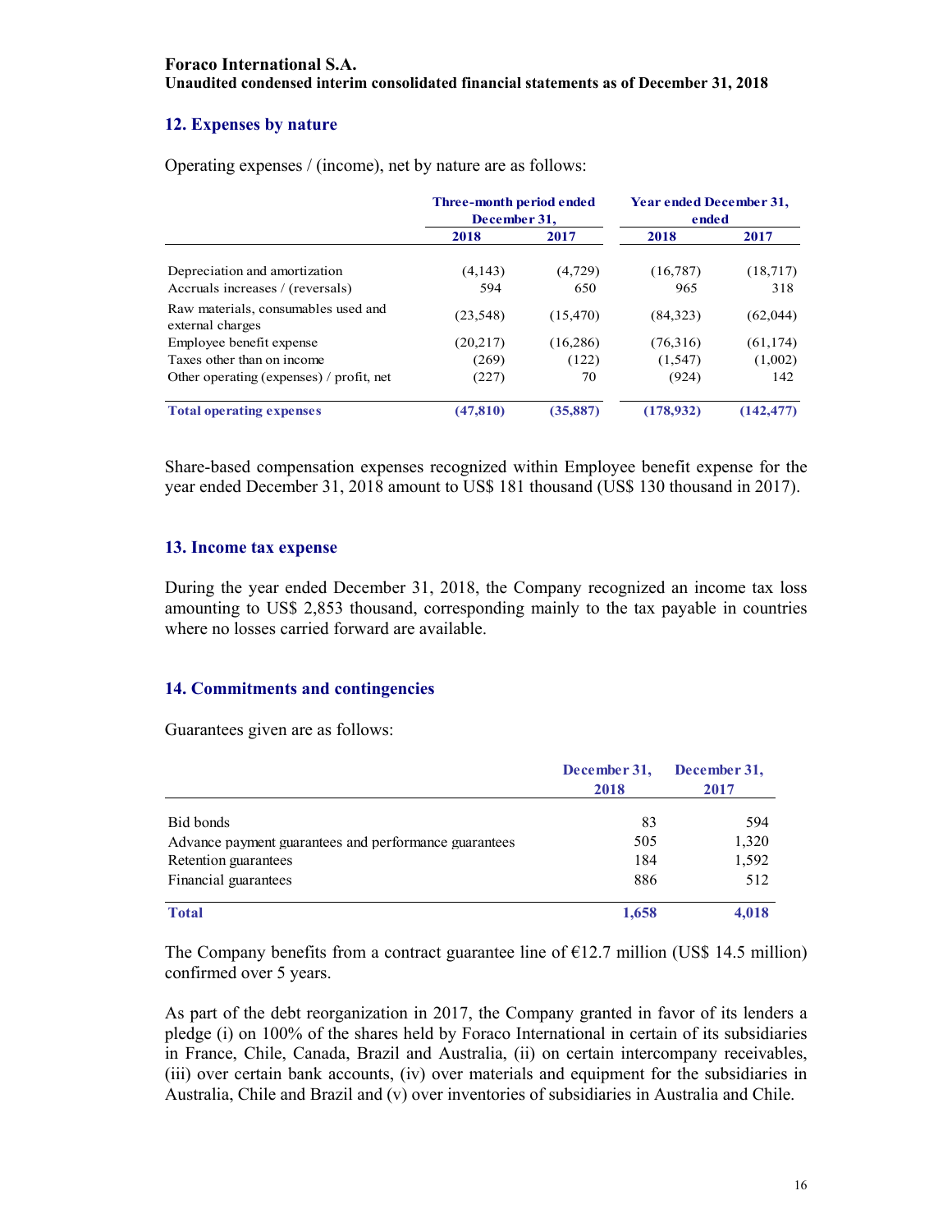**Foraco International S.A.**
**Unaudited condensed interim consolidated financial statements as of December 31, 2018**

## 12. Expenses by nature

Operating expenses / (income), net by nature are as follows:

| | Three-month period ended December 31, | | Year ended December 31, ended | |
|---|---|---|---|---|
| | **2018** | **2017** | **2018** | **2017** |
| Depreciation and amortization | (4,143) | (4,729) | (16,787) | (18,717) |
| Accruals increases / (reversals) | 594 | 650 | 965 | 318 |
| Raw materials, consumables used and external charges | (23,548) | (15,470) | (84,323) | (62,044) |
| Employee benefit expense | (20,217) | (16,286) | (76,316) | (61,174) |
| Taxes other than on income | (269) | (122) | (1,547) | (1,002) |
| Other operating (expenses) / profit, net | (227) | 70 | (924) | 142 |
| **Total operating expenses** | **(47,810)** | **(35,887)** | **(178,932)** | **(142,477)** |

Share-based compensation expenses recognized within Employee benefit expense for the year ended December 31, 2018 amount to US$ 181 thousand (US$ 130 thousand in 2017).

## 13. Income tax expense

During the year ended December 31, 2018, the Company recognized an income tax loss amounting to US$ 2,853 thousand, corresponding mainly to the tax payable in countries where no losses carried forward are available.

## 14. Commitments and contingencies

Guarantees given are as follows:

| | December 31, 2018 | December 31, 2017 |
|---|---|---|
| Bid bonds | 83 | 594 |
| Advance payment guarantees and performance guarantees | 505 | 1,320 |
| Retention guarantees | 184 | 1,592 |
| Financial guarantees | 886 | 512 |
| **Total** | **1,658** | **4,018** |

The Company benefits from a contract guarantee line of €12.7 million (US$ 14.5 million) confirmed over 5 years.

As part of the debt reorganization in 2017, the Company granted in favor of its lenders a pledge (i) on 100% of the shares held by Foraco International in certain of its subsidiaries in France, Chile, Canada, Brazil and Australia, (ii) on certain intercompany receivables, (iii) over certain bank accounts, (iv) over materials and equipment for the subsidiaries in Australia, Chile and Brazil and (v) over inventories of subsidiaries in Australia and Chile.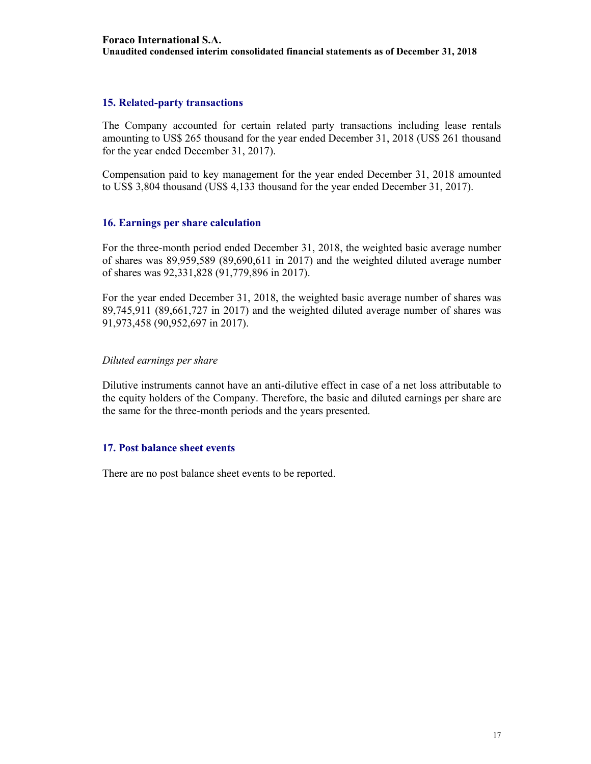## 15. Related-party transactions

The Company accounted for certain related party transactions including lease rentals amounting to US$ 265 thousand for the year ended December 31, 2018 (US$ 261 thousand for the year ended December 31, 2017).

Compensation paid to key management for the year ended December 31, 2018 amounted to US$ 3,804 thousand (US$ 4,133 thousand for the year ended December 31, 2017).

## 16. Earnings per share calculation

For the three-month period ended December 31, 2018, the weighted basic average number of shares was 89,959,589 (89,690,611 in 2017) and the weighted diluted average number of shares was 92,331,828 (91,779,896 in 2017).

For the year ended December 31, 2018, the weighted basic average number of shares was 89,745,911 (89,661,727 in 2017) and the weighted diluted average number of shares was 91,973,458 (90,952,697 in 2017).

*Diluted earnings per share*

Dilutive instruments cannot have an anti-dilutive effect in case of a net loss attributable to the equity holders of the Company. Therefore, the basic and diluted earnings per share are the same for the three-month periods and the years presented.

## 17. Post balance sheet events

There are no post balance sheet events to be reported.